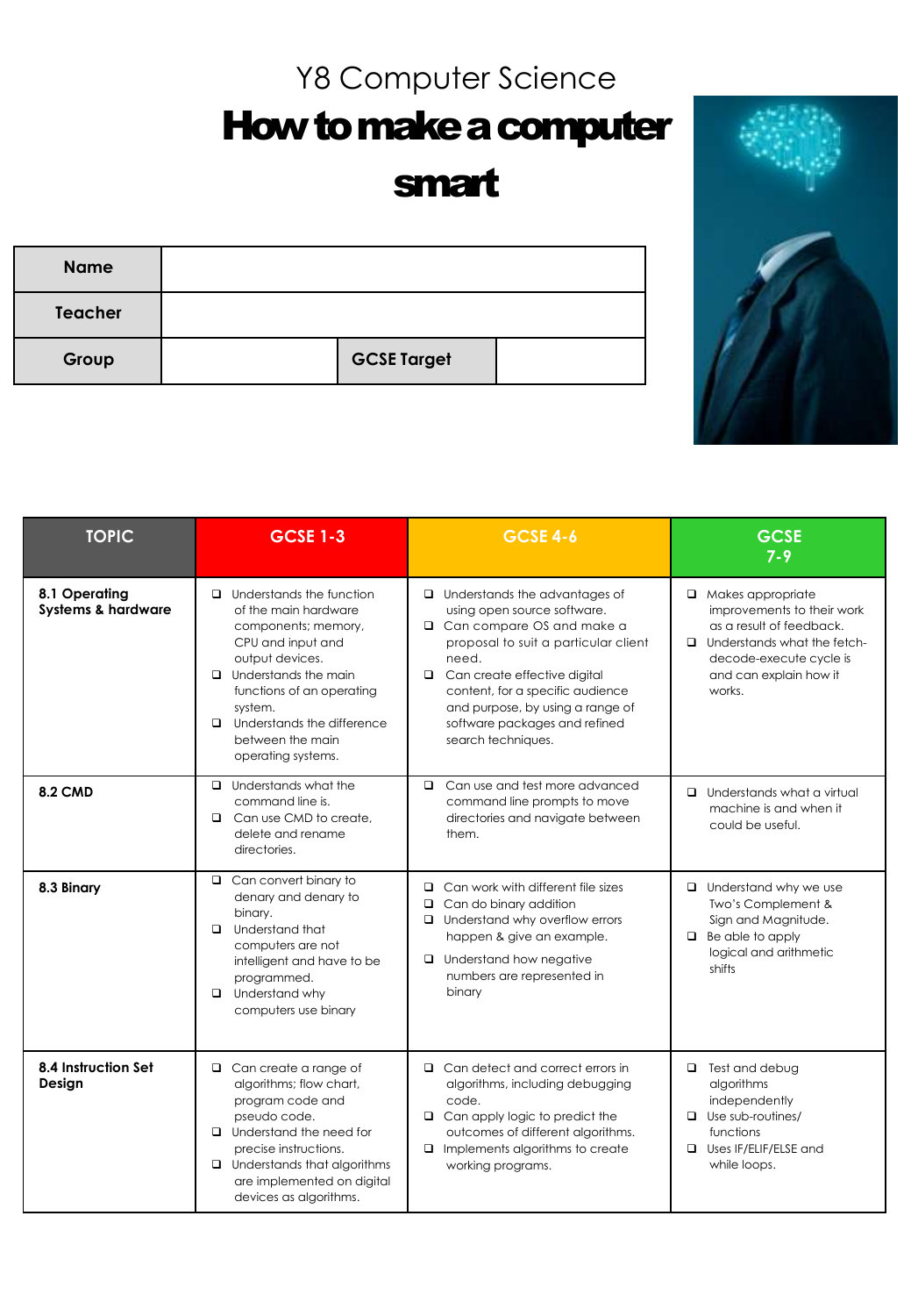# Y8 Computer Science

# How to make a computer smart

| Name | | | |
|---|---|---|---|
| Teacher | | | |
| Group | | GCSE Target | |

| TOPIC | GCSE 1-3 | GCSE 4-6 | GCSE 7-9 |
|---|---|---|---|
| 8.1 Operating Systems & hardware | ❑ Understands the function of the main hardware components; memory, CPU and input and output devices.<br>❑ Understands the main functions of an operating system.<br>❑ Understands the difference between the main operating systems. | ❑ Understands the advantages of using open source software.<br>❑ Can compare OS and make a proposal to suit a particular client need.<br>❑ Can create effective digital content, for a specific audience and purpose, by using a range of software packages and refined search techniques. | ❑ Makes appropriate improvements to their work as a result of feedback.<br>❑ Understands what the fetch-decode-execute cycle is and can explain how it works. |
| 8.2 CMD | ❑ Understands what the command line is.<br>❑ Can use CMD to create, delete and rename directories. | ❑ Can use and test more advanced command line prompts to move directories and navigate between them. | ❑ Understands what a virtual machine is and when it could be useful. |
| 8.3 Binary | ❑ Can convert binary to denary and denary to binary.<br>❑ Understand that computers are not intelligent and have to be programmed.<br>❑ Understand why computers use binary | ❑ Can work with different file sizes<br>❑ Can do binary addition<br>❑ Understand why overflow errors happen & give an example.<br>❑ Understand how negative numbers are represented in binary | ❑ Understand why we use Two's Complement & Sign and Magnitude.<br>❑ Be able to apply logical and arithmetic shifts |
| 8.4 Instruction Set Design | ❑ Can create a range of algorithms; flow chart, program code and pseudo code.<br>❑ Understand the need for precise instructions.<br>❑ Understands that algorithms are implemented on digital devices as algorithms. | ❑ Can detect and correct errors in algorithms, including debugging code.<br>❑ Can apply logic to predict the outcomes of different algorithms.<br>❑ Implements algorithms to create working programs. | ❑ Test and debug algorithms independently<br>❑ Use sub-routines/ functions<br>❑ Uses IF/ELIF/ELSE and while loops. |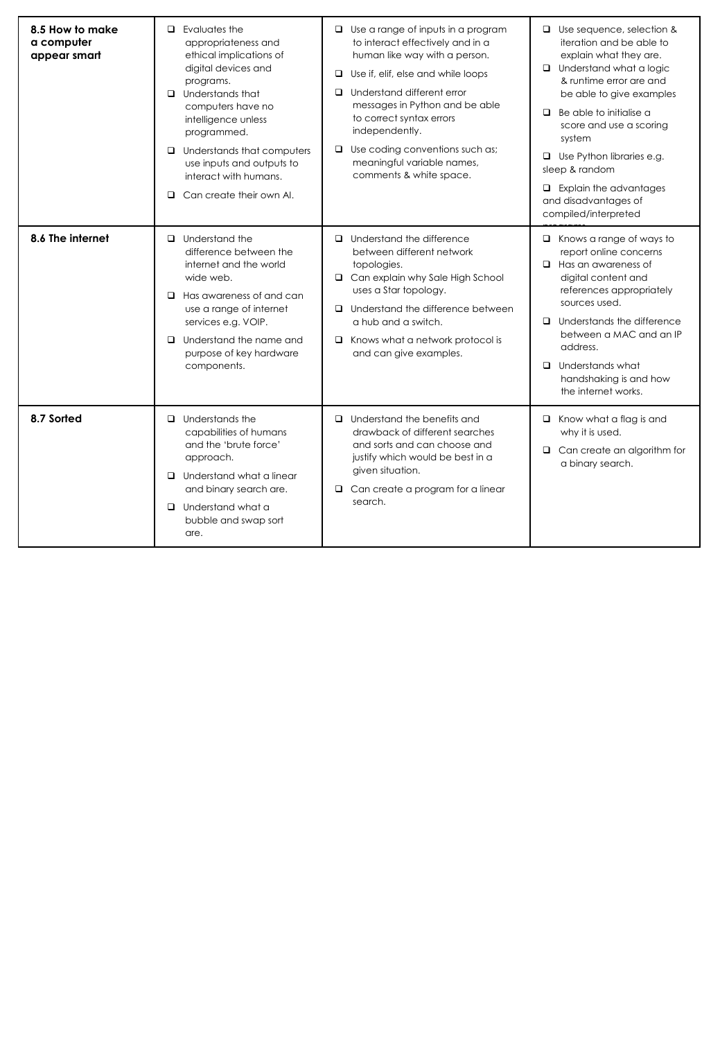| | | | |
|---|---|---|---|
| **8.5 How to make a computer appear smart** | ❑ Evaluates the appropriateness and ethical implications of digital devices and programs.<br>❑ Understands that computers have no intelligence unless programmed.<br>❑ Understands that computers use inputs and outputs to interact with humans.<br>❑ Can create their own AI. | ❑ Use a range of inputs in a program to interact effectively and in a human like way with a person.<br>❑ Use if, elif, else and while loops<br>❑ Understand different error messages in Python and be able to correct syntax errors independently.<br>❑ Use coding conventions such as; meaningful variable names, comments & white space. | ❑ Use sequence, selection & iteration and be able to explain what they are.<br>❑ Understand what a logic & runtime error are and be able to give examples<br>❑ Be able to initialise a score and use a scoring system<br>❑ Use Python libraries e.g. sleep & random<br>❑ Explain the advantages and disadvantages of compiled/interpreted programs |
| **8.6 The internet** | ❑ Understand the difference between the internet and the world wide web.<br>❑ Has awareness of and can use a range of internet services e.g. VOIP.<br>❑ Understand the name and purpose of key hardware components. | ❑ Understand the difference between different network topologies.<br>❑ Can explain why Sale High School uses a Star topology.<br>❑ Understand the difference between a hub and a switch.<br>❑ Knows what a network protocol is and can give examples. | ❑ Knows a range of ways to report online concerns<br>❑ Has an awareness of digital content and references appropriately sources used.<br>❑ Understands the difference between a MAC and an IP address.<br>❑ Understands what handshaking is and how the internet works. |
| **8.7 Sorted** | ❑ Understands the capabilities of humans and the 'brute force' approach.<br>❑ Understand what a linear and binary search are.<br>❑ Understand what a bubble and swap sort are. | ❑ Understand the benefits and drawback of different searches and sorts and can choose and justify which would be best in a given situation.<br>❑ Can create a program for a linear search. | ❑ Know what a flag is and why it is used.<br>❑ Can create an algorithm for a binary search. |